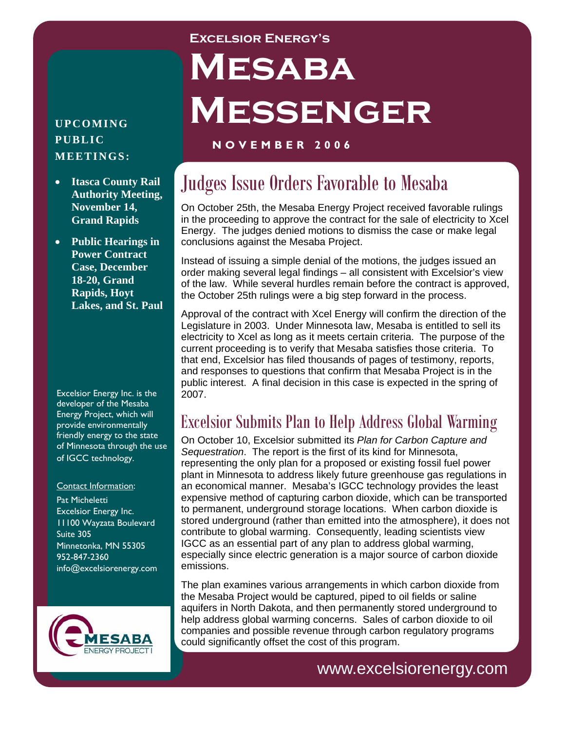**Excelsior Energy's**

# Mesaba Messenger

**NOVEMBER 2006**

## Judges Issue Orders Favorable to Mesaba

On October 25th, the Mesaba Energy Project received favorable rulings in the proceeding to approve the contract for the sale of electricity to Xcel Energy. The judges denied motions to dismiss the case or make legal conclusions against the Mesaba Project.

Instead of issuing a simple denial of the motions, the judges issued an order making several legal findings – all consistent with Excelsior's view of the law. While several hurdles remain before the contract is approved, the October 25th rulings were a big step forward in the process.

Approval of the contract with Xcel Energy will confirm the direction of the Legislature in 2003. Under Minnesota law, Mesaba is entitled to sell its electricity to Xcel as long as it meets certain criteria. The purpose of the current proceeding is to verify that Mesaba satisfies those criteria. To that end, Excelsior has filed thousands of pages of testimony, reports, and responses to questions that confirm that Mesaba Project is in the public interest. A final decision in this case is expected in the spring of 2007.

## Excelsior Submits Plan to Help Address Global Warming

On October 10, Excelsior submitted its *Plan for Carbon Capture and Sequestration*. The report is the first of its kind for Minnesota, representing the only plan for a proposed or existing fossil fuel power plant in Minnesota to address likely future greenhouse gas regulations in an economical manner. Mesaba's IGCC technology provides the least expensive method of capturing carbon dioxide, which can be transported to permanent, underground storage locations. When carbon dioxide is stored underground (rather than emitted into the atmosphere), it does not contribute to global warming. Consequently, leading scientists view IGCC as an essential part of any plan to address global warming, especially since electric generation is a major source of carbon dioxide emissions.

The plan examines various arrangements in which carbon dioxide from the Mesaba Project would be captured, piped to oil fields or saline aquifers in North Dakota, and then permanently stored underground to help address global warming concerns. Sales of carbon dioxide to oil companies and possible revenue through carbon regulatory programs could significantly offset the cost of this program.

### UPCOMING PUBLIC MEETINGS:

- **Itasca County Rail Authority Meeting, November 14, Grand Rapids**
- **Public Hearings in Power Contract Case, December 18-20, Grand Rapids, Hoyt Lakes, and St. Paul**

Excelsior Energy Inc. is the developer of the Mesaba Energy Project, which will provide environmentally friendly energy to the state of Minnesota through the use of IGCC technology.

Contact Information:

Pat Micheletti
Excelsior Energy Inc.
11100 Wayzata Boulevard
Suite 305
Minnetonka, MN 55305
952-847-2360
info@excelsiorenergy.com

MESABA ENERGY PROJECT

www.excelsiorenergy.com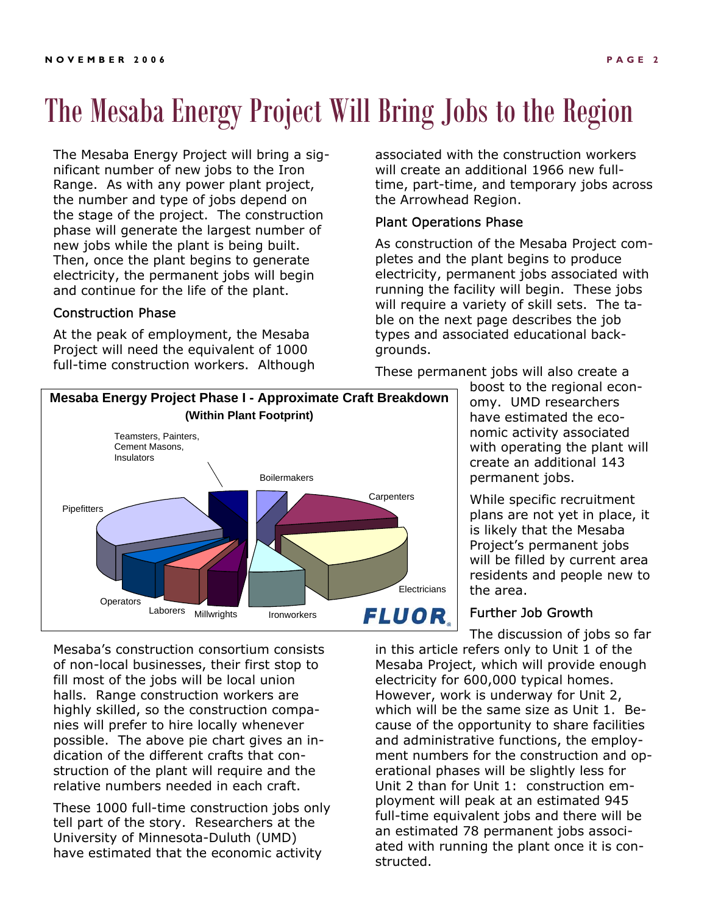# The Mesaba Energy Project Will Bring Jobs to the Region

The Mesaba Energy Project will bring a significant number of new jobs to the Iron Range. As with any power plant project, the number and type of jobs depend on the stage of the project. The construction phase will generate the largest number of new jobs while the plant is being built. Then, once the plant begins to generate electricity, the permanent jobs will begin and continue for the life of the plant.

### Construction Phase

At the peak of employment, the Mesaba Project will need the equivalent of 1000 full-time construction workers. Although Mesaba's construction consortium consists of non-local businesses, their first stop to fill most of the jobs will be local union halls. Range construction workers are highly skilled, so the construction companies will prefer to hire locally whenever possible. The above pie chart gives an indication of the different crafts that construction of the plant will require and the relative numbers needed in each craft.

**Mesaba Energy Project Phase I - Approximate Craft Breakdown**
**(Within Plant Footprint)**

Pipefitters; Teamsters, Painters, Cement Masons, Insulators; Boilermakers; Carpenters; Electricians; Ironworkers; Millwrights; Laborers; Operators

FLUOR

These 1000 full-time construction jobs only tell part of the story. Researchers at the University of Minnesota-Duluth (UMD) have estimated that the economic activity associated with the construction workers will create an additional 1966 new full-time, part-time, and temporary jobs across the Arrowhead Region.

### Plant Operations Phase

As construction of the Mesaba Project completes and the plant begins to produce electricity, permanent jobs associated with running the facility will begin. These jobs will require a variety of skill sets. The table on the next page describes the job types and associated educational backgrounds.

These permanent jobs will also create a boost to the regional economy. UMD researchers have estimated the economic activity associated with operating the plant will create an additional 143 permanent jobs.

While specific recruitment plans are not yet in place, it is likely that the Mesaba Project's permanent jobs will be filled by current area residents and people new to the area.

### Further Job Growth

The discussion of jobs so far in this article refers only to Unit 1 of the Mesaba Project, which will provide enough electricity for 600,000 typical homes. However, work is underway for Unit 2, which will be the same size as Unit 1. Because of the opportunity to share facilities and administrative functions, the employment numbers for the construction and operational phases will be slightly less for Unit 2 than for Unit 1: construction employment will peak at an estimated 945 full-time equivalent jobs and there will be an estimated 78 permanent jobs associated with running the plant once it is constructed.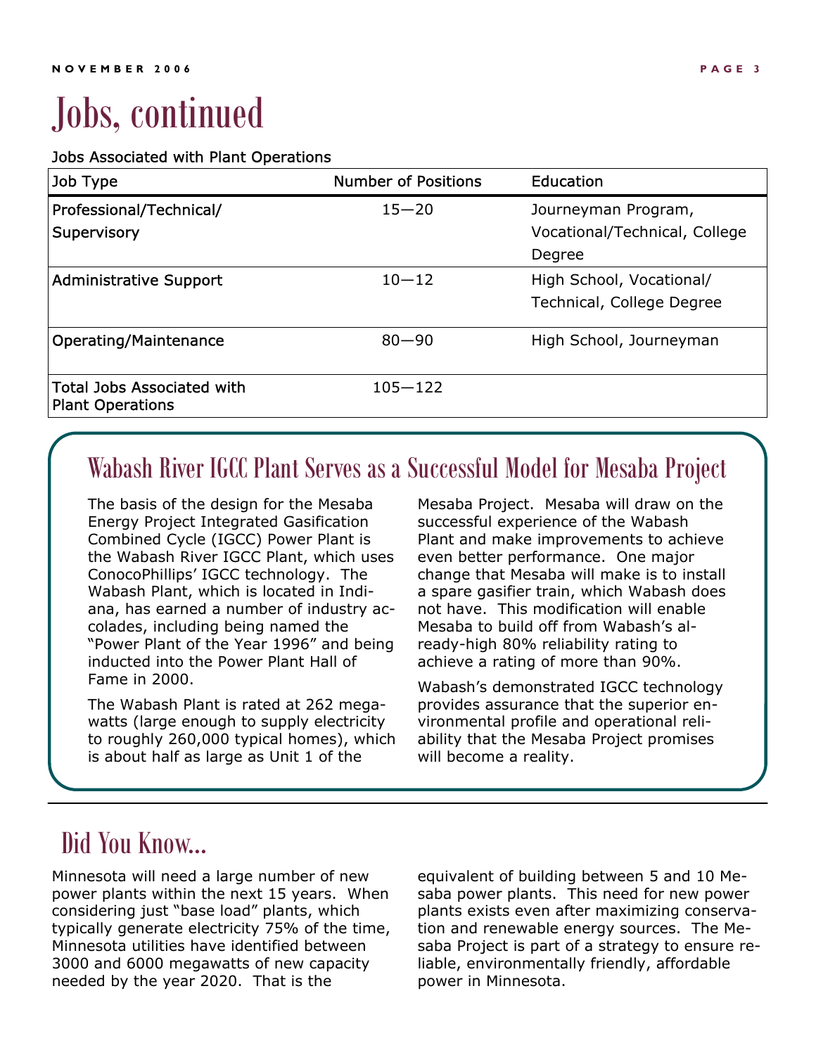# Jobs, continued

Jobs Associated with Plant Operations

| Job Type | Number of Positions | Education |
|---|---|---|
| Professional/Technical/ Supervisory | 15—20 | Journeyman Program, Vocational/Technical, College Degree |
| Administrative Support | 10—12 | High School, Vocational/ Technical, College Degree |
| Operating/Maintenance | 80—90 | High School, Journeyman |
| Total Jobs Associated with Plant Operations | 105—122 | |

## Wabash River IGCC Plant Serves as a Successful Model for Mesaba Project

The basis of the design for the Mesaba Energy Project Integrated Gasification Combined Cycle (IGCC) Power Plant is the Wabash River IGCC Plant, which uses ConocoPhillips' IGCC technology. The Wabash Plant, which is located in Indiana, has earned a number of industry accolades, including being named the "Power Plant of the Year 1996" and being inducted into the Power Plant Hall of Fame in 2000.

The Wabash Plant is rated at 262 megawatts (large enough to supply electricity to roughly 260,000 typical homes), which is about half as large as Unit 1 of the Mesaba Project. Mesaba will draw on the successful experience of the Wabash Plant and make improvements to achieve even better performance. One major change that Mesaba will make is to install a spare gasifier train, which Wabash does not have. This modification will enable Mesaba to build off from Wabash's already-high 80% reliability rating to achieve a rating of more than 90%.

Wabash's demonstrated IGCC technology provides assurance that the superior environmental profile and operational reliability that the Mesaba Project promises will become a reality.

## Did You Know...

Minnesota will need a large number of new power plants within the next 15 years. When considering just "base load" plants, which typically generate electricity 75% of the time, Minnesota utilities have identified between 3000 and 6000 megawatts of new capacity needed by the year 2020. That is the equivalent of building between 5 and 10 Mesaba power plants. This need for new power plants exists even after maximizing conservation and renewable energy sources. The Mesaba Project is part of a strategy to ensure reliable, environmentally friendly, affordable power in Minnesota.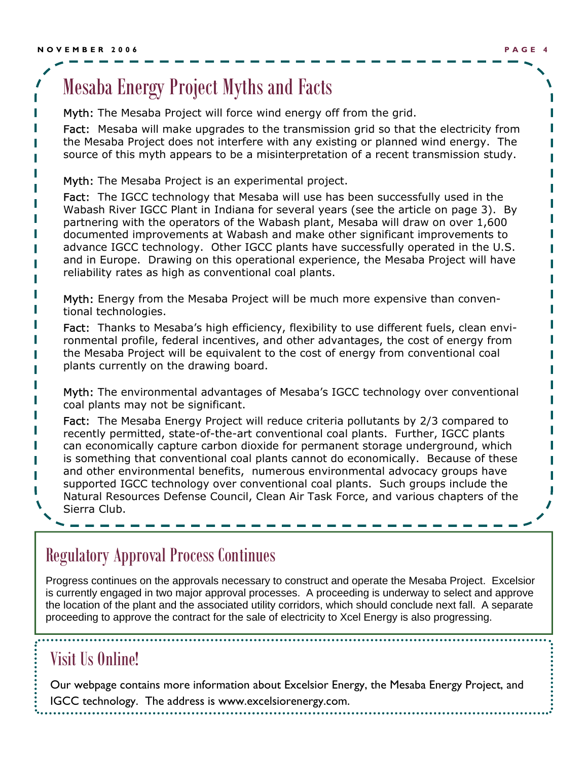## Mesaba Energy Project Myths and Facts

Myth: The Mesaba Project will force wind energy off from the grid.

Fact: Mesaba will make upgrades to the transmission grid so that the electricity from the Mesaba Project does not interfere with any existing or planned wind energy. The source of this myth appears to be a misinterpretation of a recent transmission study.

Myth: The Mesaba Project is an experimental project.

Fact: The IGCC technology that Mesaba will use has been successfully used in the Wabash River IGCC Plant in Indiana for several years (see the article on page 3). By partnering with the operators of the Wabash plant, Mesaba will draw on over 1,600 documented improvements at Wabash and make other significant improvements to advance IGCC technology. Other IGCC plants have successfully operated in the U.S. and in Europe. Drawing on this operational experience, the Mesaba Project will have reliability rates as high as conventional coal plants.

Myth: Energy from the Mesaba Project will be much more expensive than conventional technologies.

Fact: Thanks to Mesaba's high efficiency, flexibility to use different fuels, clean environmental profile, federal incentives, and other advantages, the cost of energy from the Mesaba Project will be equivalent to the cost of energy from conventional coal plants currently on the drawing board.

Myth: The environmental advantages of Mesaba's IGCC technology over conventional coal plants may not be significant.

Fact: The Mesaba Energy Project will reduce criteria pollutants by 2/3 compared to recently permitted, state-of-the-art conventional coal plants. Further, IGCC plants can economically capture carbon dioxide for permanent storage underground, which is something that conventional coal plants cannot do economically. Because of these and other environmental benefits, numerous environmental advocacy groups have supported IGCC technology over conventional coal plants. Such groups include the Natural Resources Defense Council, Clean Air Task Force, and various chapters of the Sierra Club.

## Regulatory Approval Process Continues

Progress continues on the approvals necessary to construct and operate the Mesaba Project. Excelsior is currently engaged in two major approval processes. A proceeding is underway to select and approve the location of the plant and the associated utility corridors, which should conclude next fall. A separate proceeding to approve the contract for the sale of electricity to Xcel Energy is also progressing.

## Visit Us Online!

Our webpage contains more information about Excelsior Energy, the Mesaba Energy Project, and IGCC technology. The address is www.excelsiorenergy.com.